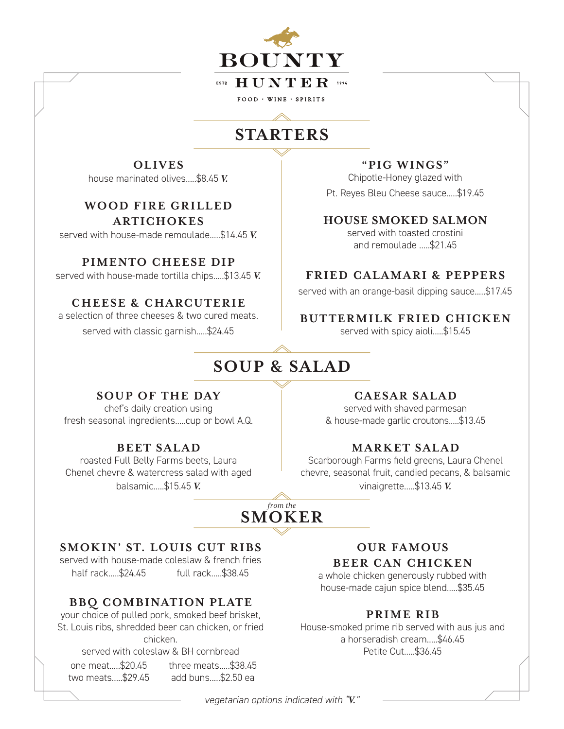# BOUNTY HUNTER

ESTD 1994

FOOD · WINE · SPIRITS

## STARTERS

### OLIVES
house marinated olives.....$8.45 *V.*

### WOOD FIRE GRILLED ARTICHOKES
served with house-made remoulade.....$14.45 *V.*

### PIMENTO CHEESE DIP
served with house-made tortilla chips.....$13.45 *V.*

### CHEESE & CHARCUTERIE
a selection of three cheeses & two cured meats.
served with classic garnish.....$24.45

### "PIG WINGS"
Chipotle-Honey glazed with
Pt. Reyes Bleu Cheese sauce.....$19.45

### HOUSE SMOKED SALMON
served with toasted crostini
and remoulade .....$21.45

### FRIED CALAMARI & PEPPERS
served with an orange-basil dipping sauce.....$17.45

### BUTTERMILK FRIED CHICKEN
served with spicy aioli.....$15.45

## SOUP & SALAD

### SOUP OF THE DAY
chef's daily creation using
fresh seasonal ingredients.....cup or bowl A.Q.

### BEET SALAD
roasted Full Belly Farms beets, Laura Chenel chevre & watercress salad with aged balsamic.....$15.45 *V.*

### CAESAR SALAD
served with shaved parmesan
& house-made garlic croutons.....$13.45

### MARKET SALAD
Scarborough Farms field greens, Laura Chenel chevre, seasonal fruit, candied pecans, & balsamic vinaigrette.....$13.45 *V.*

## *from the* SMOKER

### SMOKIN' ST. LOUIS CUT RIBS
served with house-made coleslaw & french fries
half rack.....$24.45 full rack.....$38.45

### BBQ COMBINATION PLATE
your choice of pulled pork, smoked beef brisket, St. Louis ribs, shredded beer can chicken, or fried chicken.
served with coleslaw & BH cornbread

one meat.....$20.45
two meats.....$29.45
three meats.....$38.45
add buns.....$2.50 ea

### OUR FAMOUS BEER CAN CHICKEN
a whole chicken generously rubbed with
house-made cajun spice blend.....$35.45

### PRIME RIB
House-smoked prime rib served with aus jus and a horseradish cream.....$46.45
Petite Cut.....$36.45

*vegetarian options indicated with "V."*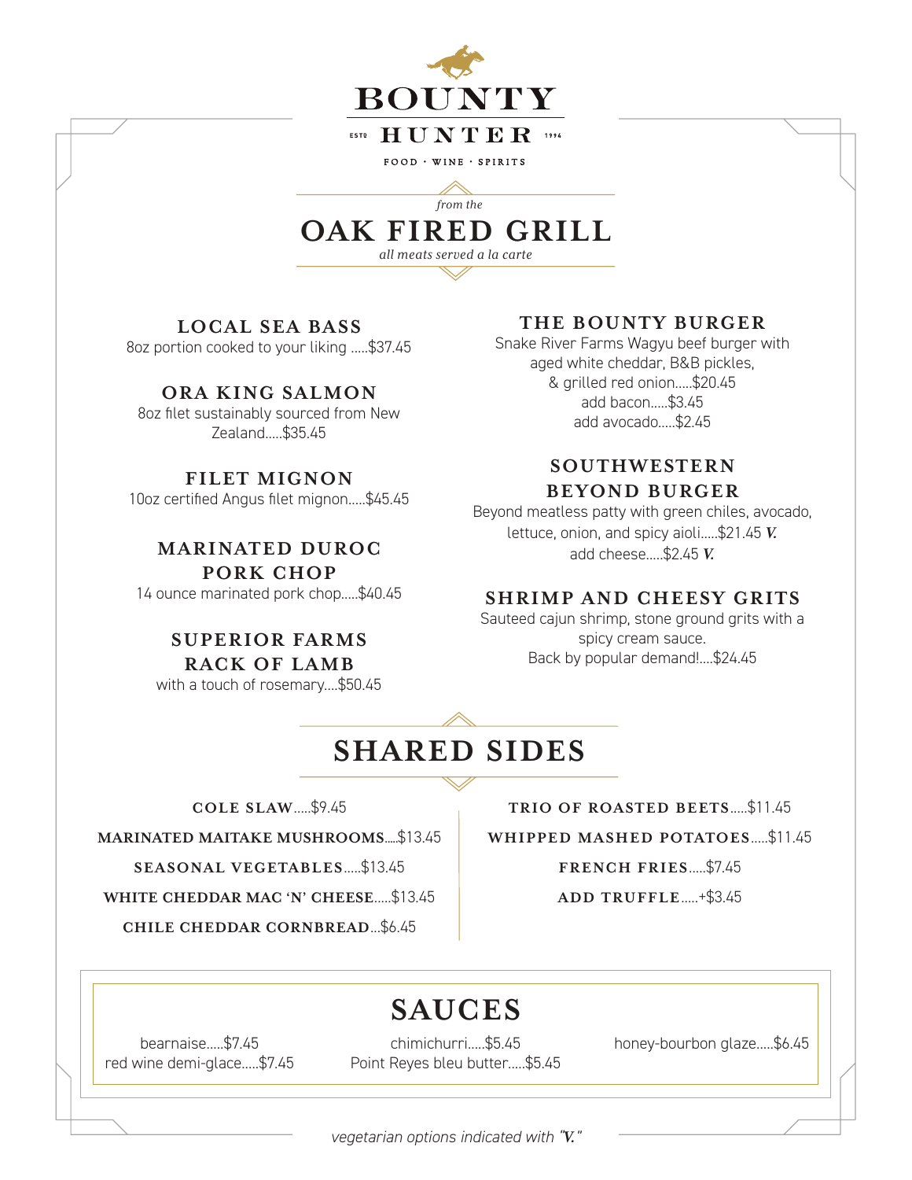# BOUNTY HUNTER

ESTD HUNTER 1994

FOOD · WINE · SPIRITS

*from the*

## OAK FIRED GRILL

*all meats served a la carte*

### LOCAL SEA BASS

8oz portion cooked to your liking .....$37.45

### ORA KING SALMON

8oz filet sustainably sourced from New Zealand.....$35.45

### FILET MIGNON

10oz certified Angus filet mignon.....$45.45

### MARINATED DUROC PORK CHOP

14 ounce marinated pork chop.....$40.45

### SUPERIOR FARMS RACK OF LAMB

with a touch of rosemary....$50.45

### THE BOUNTY BURGER

Snake River Farms Wagyu beef burger with aged white cheddar, B&B pickles, & grilled red onion.....$20.45

add bacon.....$3.45

add avocado.....$2.45

### SOUTHWESTERN BEYOND BURGER

Beyond meatless patty with green chiles, avocado, lettuce, onion, and spicy aioli.....$21.45 ***V.***

add cheese.....$2.45 ***V.***

### SHRIMP AND CHEESY GRITS

Sauteed cajun shrimp, stone ground grits with a spicy cream sauce.

Back by popular demand!....$24.45

## SHARED SIDES

**COLE SLAW**.....$9.45

**MARINATED MAITAKE MUSHROOMS**.....$13.45

**SEASONAL VEGETABLES**.....$13.45

**WHITE CHEDDAR MAC 'N' CHEESE**.....$13.45

**CHILE CHEDDAR CORNBREAD**...$6.45

**TRIO OF ROASTED BEETS**.....$11.45

**WHIPPED MASHED POTATOES**.....$11.45

**FRENCH FRIES**.....$7.45

**ADD TRUFFLE**.....+$3.45

## SAUCES

bearnaise.....$7.45

red wine demi-glace.....$7.45

chimichurri.....$5.45

Point Reyes bleu butter.....$5.45

honey-bourbon glaze.....$6.45

*vegetarian options indicated with "**V.**"*